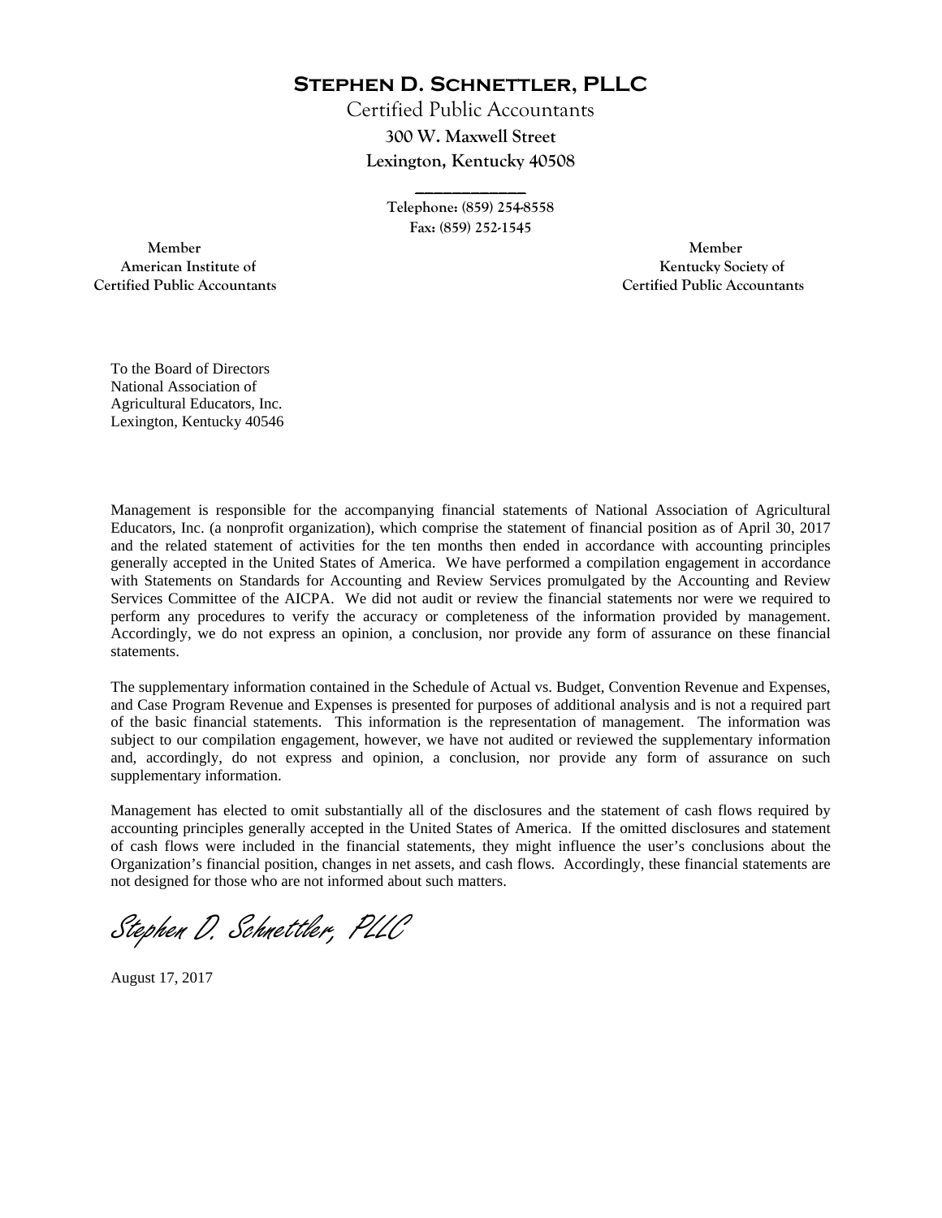# Stephen D. Schnettler, PLLC

Certified Public Accountants

**300 W. Maxwell Street**

**Lexington, Kentucky 40508**

**Telephone: (859) 254-8558**

**Fax: (859) 252-1545**

**Member**
**American Institute of**
**Certified Public Accountants**

**Member**
**Kentucky Society of**
**Certified Public Accountants**

To the Board of Directors
National Association of
Agricultural Educators, Inc.
Lexington, Kentucky 40546

Management is responsible for the accompanying financial statements of National Association of Agricultural Educators, Inc. (a nonprofit organization), which comprise the statement of financial position as of April 30, 2017 and the related statement of activities for the ten months then ended in accordance with accounting principles generally accepted in the United States of America. We have performed a compilation engagement in accordance with Statements on Standards for Accounting and Review Services promulgated by the Accounting and Review Services Committee of the AICPA. We did not audit or review the financial statements nor were we required to perform any procedures to verify the accuracy or completeness of the information provided by management. Accordingly, we do not express an opinion, a conclusion, nor provide any form of assurance on these financial statements.

The supplementary information contained in the Schedule of Actual vs. Budget, Convention Revenue and Expenses, and Case Program Revenue and Expenses is presented for purposes of additional analysis and is not a required part of the basic financial statements. This information is the representation of management. The information was subject to our compilation engagement, however, we have not audited or reviewed the supplementary information and, accordingly, do not express and opinion, a conclusion, nor provide any form of assurance on such supplementary information.

Management has elected to omit substantially all of the disclosures and the statement of cash flows required by accounting principles generally accepted in the United States of America. If the omitted disclosures and statement of cash flows were included in the financial statements, they might influence the user's conclusions about the Organization's financial position, changes in net assets, and cash flows. Accordingly, these financial statements are not designed for those who are not informed about such matters.

*Stephen D. Schnettler, PLLC*

August 17, 2017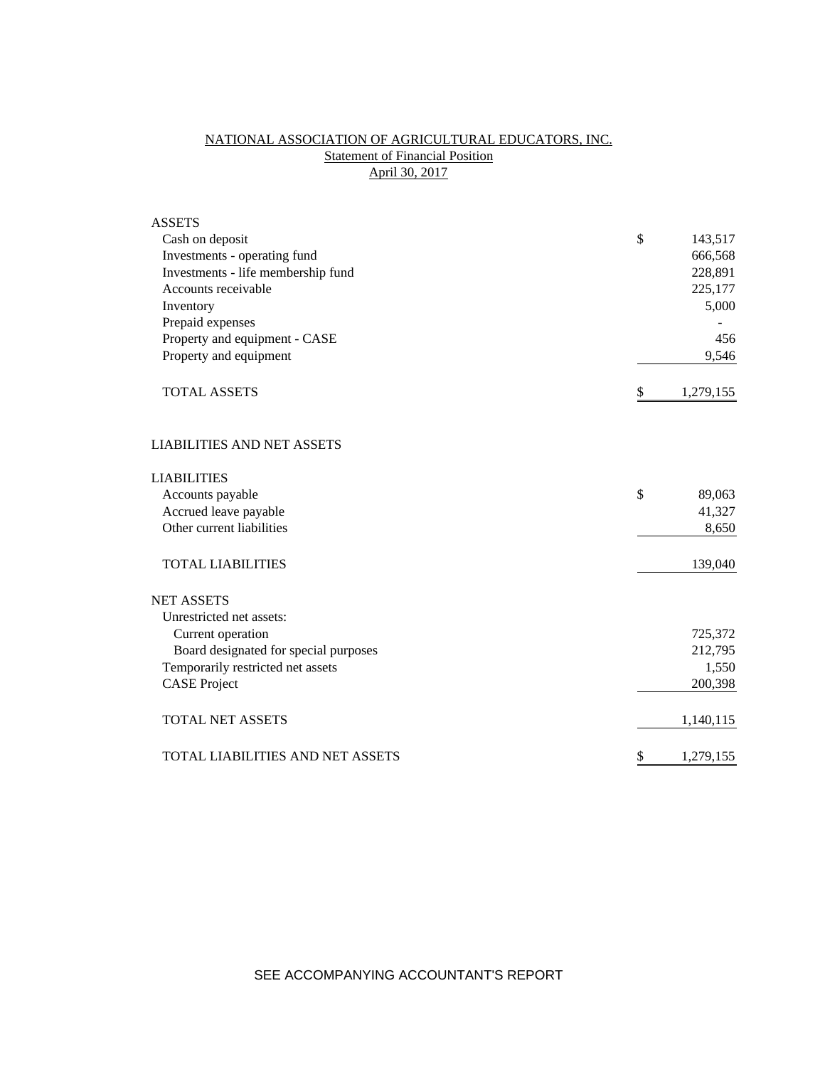# NATIONAL ASSOCIATION OF AGRICULTURAL EDUCATORS, INC.

## Statement of Financial Position

### April 30, 2017

| | | |
|---|---|---|
| **ASSETS** | | |
| Cash on deposit | $ | 143,517 |
| Investments - operating fund | | 666,568 |
| Investments - life membership fund | | 228,891 |
| Accounts receivable | | 225,177 |
| Inventory | | 5,000 |
| Prepaid expenses | | - |
| Property and equipment - CASE | | 456 |
| Property and equipment | | 9,546 |
| TOTAL ASSETS | $ | 1,279,155 |
| | | |
| **LIABILITIES AND NET ASSETS** | | |
| | | |
| **LIABILITIES** | | |
| Accounts payable | $ | 89,063 |
| Accrued leave payable | | 41,327 |
| Other current liabilities | | 8,650 |
| TOTAL LIABILITIES | | 139,040 |
| | | |
| **NET ASSETS** | | |
| Unrestricted net assets: | | |
| Current operation | | 725,372 |
| Board designated for special purposes | | 212,795 |
| Temporarily restricted net assets | | 1,550 |
| CASE Project | | 200,398 |
| TOTAL NET ASSETS | | 1,140,115 |
| | | |
| TOTAL LIABILITIES AND NET ASSETS | $ | 1,279,155 |

SEE ACCOMPANYING ACCOUNTANT'S REPORT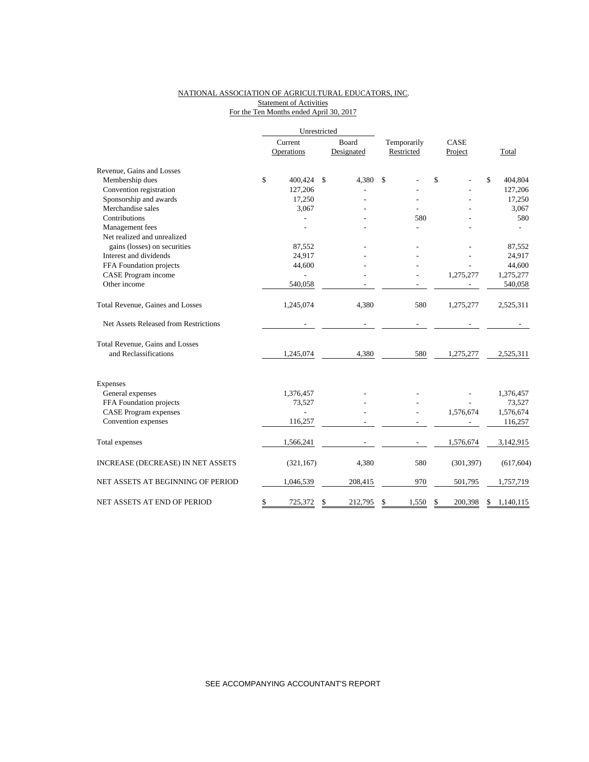NATIONAL ASSOCIATION OF AGRICULTURAL EDUCATORS, INC.
Statement of Activities
For the Ten Months ended April 30, 2017

| | Unrestricted | | | | |
|---|---|---|---|---|---|
| | Current Operations | Board Designated | Temporarily Restricted | CASE Project | Total |
| Revenue, Gains and Losses | | | | | |
| Membership dues | $ 400,424 | $ 4,380 | $ - | $ - | $ 404,804 |
| Convention registration | 127,206 | - | - | - | 127,206 |
| Sponsorship and awards | 17,250 | - | - | - | 17,250 |
| Merchandise sales | 3,067 | - | - | - | 3,067 |
| Contributions | - | - | 580 | - | 580 |
| Management fees | - | - | - | - | - |
| Net realized and unrealized gains (losses) on securities | 87,552 | - | - | - | 87,552 |
| Interest and dividends | 24,917 | - | - | - | 24,917 |
| FFA Foundation projects | 44,600 | - | - | - | 44,600 |
| CASE Program income | - | - | - | 1,275,277 | 1,275,277 |
| Other income | 540,058 | - | - | - | 540,058 |
| Total Revenue, Gaines and Losses | 1,245,074 | 4,380 | 580 | 1,275,277 | 2,525,311 |
| Net Assets Released from Restrictions | - | - | - | - | - |
| Total Revenue, Gains and Losses and Reclassifications | 1,245,074 | 4,380 | 580 | 1,275,277 | 2,525,311 |
| Expenses | | | | | |
| General expenses | 1,376,457 | - | - | - | 1,376,457 |
| FFA Foundation projects | 73,527 | - | - | - | 73,527 |
| CASE Program expenses | - | - | - | 1,576,674 | 1,576,674 |
| Convention expenses | 116,257 | - | - | - | 116,257 |
| Total expenses | 1,566,241 | - | - | 1,576,674 | 3,142,915 |
| INCREASE (DECREASE) IN NET ASSETS | (321,167) | 4,380 | 580 | (301,397) | (617,604) |
| NET ASSETS AT BEGINNING OF PERIOD | 1,046,539 | 208,415 | 970 | 501,795 | 1,757,719 |
| NET ASSETS AT END OF PERIOD | $ 725,372 | $ 212,795 | $ 1,550 | $ 200,398 | $ 1,140,115 |

SEE ACCOMPANYING ACCOUNTANT'S REPORT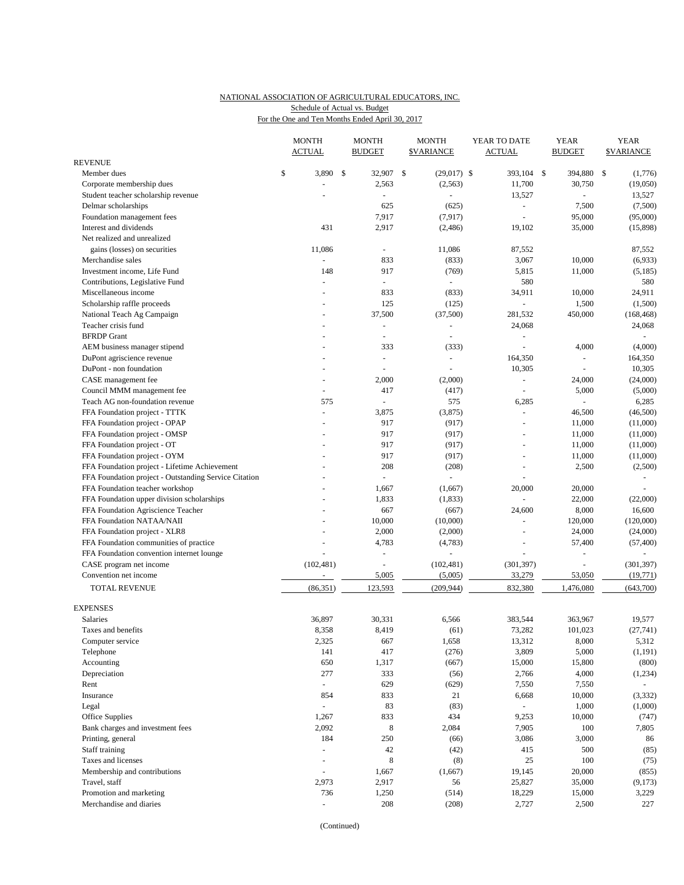NATIONAL ASSOCIATION OF AGRICULTURAL EDUCATORS, INC.
Schedule of Actual vs. Budget
For the One and Ten Months Ended April 30, 2017

| | MONTH ACTUAL | MONTH BUDGET | MONTH $VARIANCE | YEAR TO DATE ACTUAL | YEAR BUDGET | YEAR $VARIANCE |
|---|---|---|---|---|---|---|
| **REVENUE** | | | | | | |
| Member dues | $ 3,890 | $ 32,907 | $ (29,017) | $ 393,104 | $ 394,880 | $ (1,776) |
| Corporate membership dues | - | 2,563 | (2,563) | 11,700 | 30,750 | (19,050) |
| Student teacher scholarship revenue | - | - | - | 13,527 | - | 13,527 |
| Delmar scholarships | | 625 | (625) | - | 7,500 | (7,500) |
| Foundation management fees | | 7,917 | (7,917) | - | 95,000 | (95,000) |
| Interest and dividends | 431 | 2,917 | (2,486) | 19,102 | 35,000 | (15,898) |
| Net realized and unrealized gains (losses) on securities | 11,086 | - | 11,086 | 87,552 | | 87,552 |
| Merchandise sales | - | 833 | (833) | 3,067 | 10,000 | (6,933) |
| Investment income, Life Fund | 148 | 917 | (769) | 5,815 | 11,000 | (5,185) |
| Contributions, Legislative Fund | - | - | - | 580 | | 580 |
| Miscellaneous income | - | 833 | (833) | 34,911 | 10,000 | 24,911 |
| Scholarship raffle proceeds | - | 125 | (125) | - | 1,500 | (1,500) |
| National Teach Ag Campaign | - | 37,500 | (37,500) | 281,532 | 450,000 | (168,468) |
| Teacher crisis fund | - | - | - | 24,068 | | 24,068 |
| BFRDP Grant | - | - | - | - | | - |
| AEM business manager stipend | - | 333 | (333) | - | 4,000 | (4,000) |
| DuPont agriscience revenue | - | - | - | 164,350 | - | 164,350 |
| DuPont - non foundation | - | - | - | 10,305 | - | 10,305 |
| CASE management fee | - | 2,000 | (2,000) | - | 24,000 | (24,000) |
| Council MMM management fee | - | 417 | (417) | - | 5,000 | (5,000) |
| Teach AG non-foundation revenue | 575 | - | 575 | 6,285 | - | 6,285 |
| FFA Foundation project - TTTK | - | 3,875 | (3,875) | - | 46,500 | (46,500) |
| FFA Foundation project - OPAP | - | 917 | (917) | - | 11,000 | (11,000) |
| FFA Foundation project - OMSP | - | 917 | (917) | - | 11,000 | (11,000) |
| FFA Foundation project - OT | - | 917 | (917) | - | 11,000 | (11,000) |
| FFA Foundation project - OYM | - | 917 | (917) | - | 11,000 | (11,000) |
| FFA Foundation project - Lifetime Achievement | - | 208 | (208) | - | 2,500 | (2,500) |
| FFA Foundation project - Outstanding Service Citation | - | - | - | - | | - |
| FFA Foundation teacher workshop | - | 1,667 | (1,667) | 20,000 | 20,000 | - |
| FFA Foundation upper division scholarships | - | 1,833 | (1,833) | - | 22,000 | (22,000) |
| FFA Foundation Agriscience Teacher | - | 667 | (667) | 24,600 | 8,000 | 16,600 |
| FFA Foundation NATAA/NAII | - | 10,000 | (10,000) | - | 120,000 | (120,000) |
| FFA Foundation project - XLR8 | - | 2,000 | (2,000) | - | 24,000 | (24,000) |
| FFA Foundation communities of practice | - | 4,783 | (4,783) | - | 57,400 | (57,400) |
| FFA Foundation convention internet lounge | - | - | - | - | - | - |
| CASE program net income | (102,481) | - | (102,481) | (301,397) | - | (301,397) |
| Convention net income | - | 5,005 | (5,005) | 33,279 | 53,050 | (19,771) |
| TOTAL REVENUE | (86,351) | 123,593 | (209,944) | 832,380 | 1,476,080 | (643,700) |
| **EXPENSES** | | | | | | |
| Salaries | 36,897 | 30,331 | 6,566 | 383,544 | 363,967 | 19,577 |
| Taxes and benefits | 8,358 | 8,419 | (61) | 73,282 | 101,023 | (27,741) |
| Computer service | 2,325 | 667 | 1,658 | 13,312 | 8,000 | 5,312 |
| Telephone | 141 | 417 | (276) | 3,809 | 5,000 | (1,191) |
| Accounting | 650 | 1,317 | (667) | 15,000 | 15,800 | (800) |
| Depreciation | 277 | 333 | (56) | 2,766 | 4,000 | (1,234) |
| Rent | - | 629 | (629) | 7,550 | 7,550 | - |
| Insurance | 854 | 833 | 21 | 6,668 | 10,000 | (3,332) |
| Legal | - | 83 | (83) | - | 1,000 | (1,000) |
| Office Supplies | 1,267 | 833 | 434 | 9,253 | 10,000 | (747) |
| Bank charges and investment fees | 2,092 | 8 | 2,084 | 7,905 | 100 | 7,805 |
| Printing, general | 184 | 250 | (66) | 3,086 | 3,000 | 86 |
| Staff training | - | 42 | (42) | 415 | 500 | (85) |
| Taxes and licenses | - | 8 | (8) | 25 | 100 | (75) |
| Membership and contributions | - | 1,667 | (1,667) | 19,145 | 20,000 | (855) |
| Travel, staff | 2,973 | 2,917 | 56 | 25,827 | 35,000 | (9,173) |
| Promotion and marketing | 736 | 1,250 | (514) | 18,229 | 15,000 | 3,229 |
| Merchandise and diaries | - | 208 | (208) | 2,727 | 2,500 | 227 |

(Continued)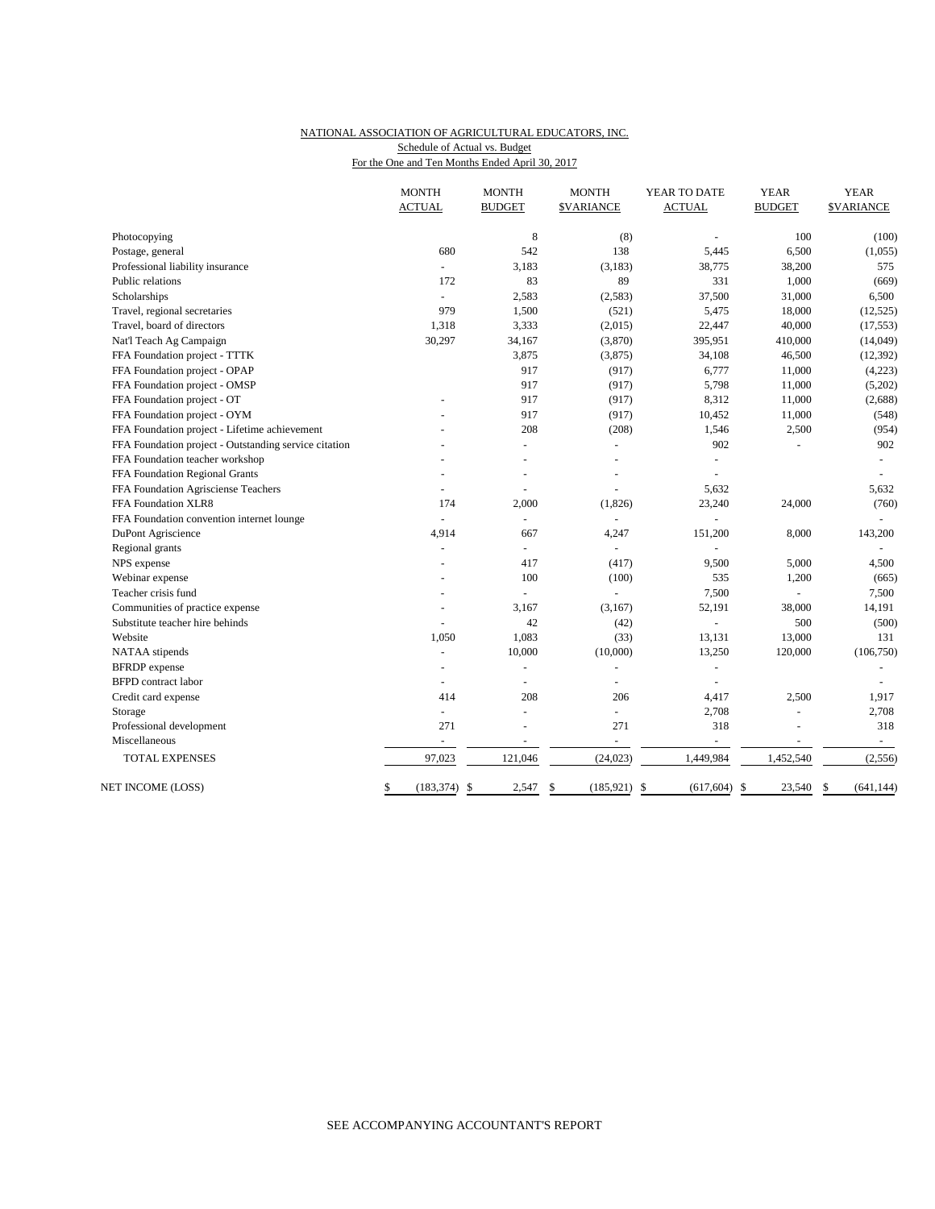NATIONAL ASSOCIATION OF AGRICULTURAL EDUCATORS, INC.
Schedule of Actual vs. Budget
For the One and Ten Months Ended April 30, 2017

| | MONTH ACTUAL | MONTH BUDGET | MONTH $VARIANCE | YEAR TO DATE ACTUAL | YEAR BUDGET | YEAR $VARIANCE |
|---|---|---|---|---|---|---|
| Photocopying | | 8 | (8) | - | 100 | (100) |
| Postage, general | 680 | 542 | 138 | 5,445 | 6,500 | (1,055) |
| Professional liability insurance | - | 3,183 | (3,183) | 38,775 | 38,200 | 575 |
| Public relations | 172 | 83 | 89 | 331 | 1,000 | (669) |
| Scholarships | - | 2,583 | (2,583) | 37,500 | 31,000 | 6,500 |
| Travel, regional secretaries | 979 | 1,500 | (521) | 5,475 | 18,000 | (12,525) |
| Travel, board of directors | 1,318 | 3,333 | (2,015) | 22,447 | 40,000 | (17,553) |
| Nat'l Teach Ag Campaign | 30,297 | 34,167 | (3,870) | 395,951 | 410,000 | (14,049) |
| FFA Foundation project - TTTK | | 3,875 | (3,875) | 34,108 | 46,500 | (12,392) |
| FFA Foundation project - OPAP | | 917 | (917) | 6,777 | 11,000 | (4,223) |
| FFA Foundation project - OMSP | | 917 | (917) | 5,798 | 11,000 | (5,202) |
| FFA Foundation project - OT | - | 917 | (917) | 8,312 | 11,000 | (2,688) |
| FFA Foundation project - OYM | - | 917 | (917) | 10,452 | 11,000 | (548) |
| FFA Foundation project - Lifetime achievement | - | 208 | (208) | 1,546 | 2,500 | (954) |
| FFA Foundation project - Outstanding service citation | - | - | - | 902 | - | 902 |
| FFA Foundation teacher workshop | - | - | - | - | | - |
| FFA Foundation Regional Grants | - | - | - | - | | - |
| FFA Foundation Agrisciense Teachers | - | - | - | 5,632 | | 5,632 |
| FFA Foundation XLR8 | 174 | 2,000 | (1,826) | 23,240 | 24,000 | (760) |
| FFA Foundation convention internet lounge | - | - | - | - | | - |
| DuPont Agriscience | 4,914 | 667 | 4,247 | 151,200 | 8,000 | 143,200 |
| Regional grants | - | - | - | - | | - |
| NPS expense | - | 417 | (417) | 9,500 | 5,000 | 4,500 |
| Webinar expense | - | 100 | (100) | 535 | 1,200 | (665) |
| Teacher crisis fund | - | - | - | 7,500 | - | 7,500 |
| Communities of practice expense | - | 3,167 | (3,167) | 52,191 | 38,000 | 14,191 |
| Substitute teacher hire behinds | - | 42 | (42) | - | 500 | (500) |
| Website | 1,050 | 1,083 | (33) | 13,131 | 13,000 | 131 |
| NATAA stipends | - | 10,000 | (10,000) | 13,250 | 120,000 | (106,750) |
| BFRDP expense | - | - | - | - | | - |
| BFPD contract labor | - | - | - | - | | - |
| Credit card expense | 414 | 208 | 206 | 4,417 | 2,500 | 1,917 |
| Storage | - | - | - | 2,708 | - | 2,708 |
| Professional development | 271 | - | 271 | 318 | - | 318 |
| Miscellaneous | - | - | - | - | - | - |
| TOTAL EXPENSES | 97,023 | 121,046 | (24,023) | 1,449,984 | 1,452,540 | (2,556) |
| NET INCOME (LOSS) | $ (183,374) | $ 2,547 | $ (185,921) | $ (617,604) | $ 23,540 | $ (641,144) |

SEE ACCOMPANYING ACCOUNTANT'S REPORT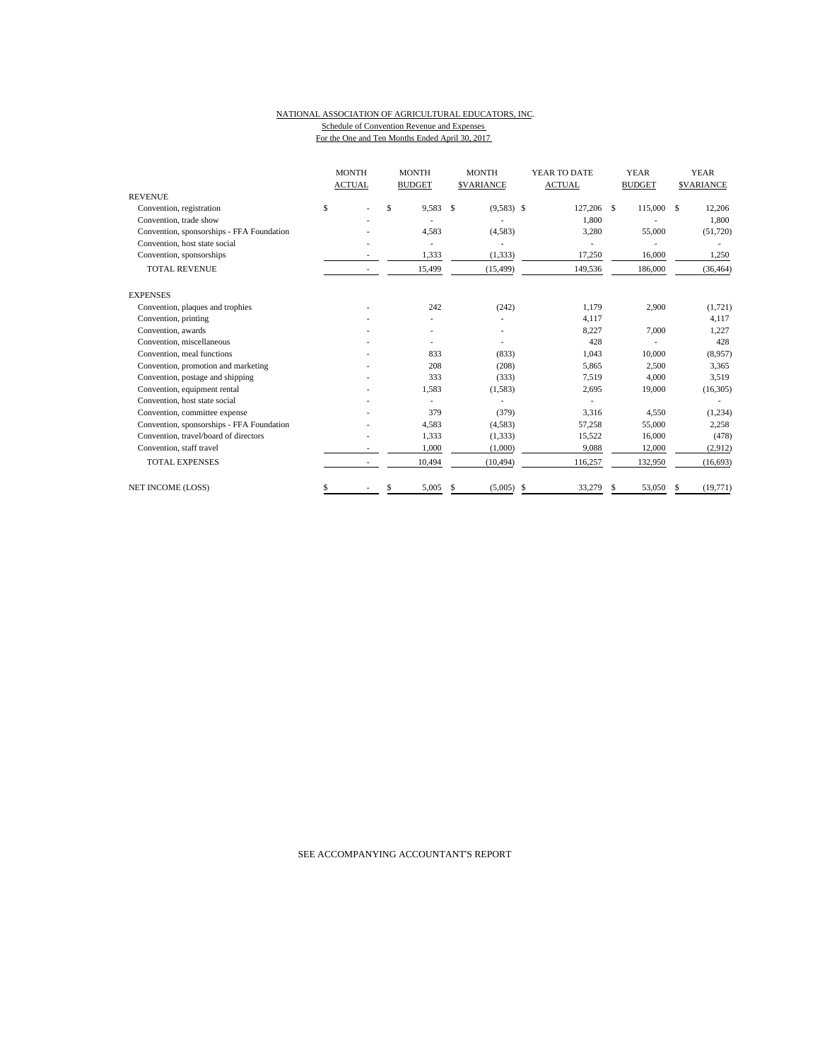NATIONAL ASSOCIATION OF AGRICULTURAL EDUCATORS, INC.

Schedule of Convention Revenue and Expenses

For the One and Ten Months Ended April 30, 2017

| | MONTH ACTUAL | MONTH BUDGET | MONTH $VARIANCE | YEAR TO DATE ACTUAL | YEAR BUDGET | YEAR $VARIANCE |
|---|---|---|---|---|---|---|
| REVENUE | | | | | | |
| Convention, registration | $ - | $ 9,583 | $ (9,583) | $ 127,206 | $ 115,000 | $ 12,206 |
| Convention, trade show | - | - | - | 1,800 | - | 1,800 |
| Convention, sponsorships - FFA Foundation | - | 4,583 | (4,583) | 3,280 | 55,000 | (51,720) |
| Convention, host state social | - | - | - | - | - | - |
| Convention, sponsorships | - | 1,333 | (1,333) | 17,250 | 16,000 | 1,250 |
| TOTAL REVENUE | - | 15,499 | (15,499) | 149,536 | 186,000 | (36,464) |
| EXPENSES | | | | | | |
| Convention, plaques and trophies | - | 242 | (242) | 1,179 | 2,900 | (1,721) |
| Convention, printing | - | - | - | 4,117 | | 4,117 |
| Convention, awards | - | - | - | 8,227 | 7,000 | 1,227 |
| Convention, miscellaneous | - | - | - | 428 | - | 428 |
| Convention, meal functions | - | 833 | (833) | 1,043 | 10,000 | (8,957) |
| Convention, promotion and marketing | - | 208 | (208) | 5,865 | 2,500 | 3,365 |
| Convention, postage and shipping | - | 333 | (333) | 7,519 | 4,000 | 3,519 |
| Convention, equipment rental | - | 1,583 | (1,583) | 2,695 | 19,000 | (16,305) |
| Convention, host state social | - | - | - | - | | - |
| Convention, committee expense | - | 379 | (379) | 3,316 | 4,550 | (1,234) |
| Convention, sponsorships - FFA Foundation | - | 4,583 | (4,583) | 57,258 | 55,000 | 2,258 |
| Convention, travel/board of directors | - | 1,333 | (1,333) | 15,522 | 16,000 | (478) |
| Convention, staff travel | - | 1,000 | (1,000) | 9,088 | 12,000 | (2,912) |
| TOTAL EXPENSES | - | 10,494 | (10,494) | 116,257 | 132,950 | (16,693) |
| NET INCOME (LOSS) | $ - | $ 5,005 | $ (5,005) | $ 33,279 | $ 53,050 | $ (19,771) |

SEE ACCOMPANYING ACCOUNTANT'S REPORT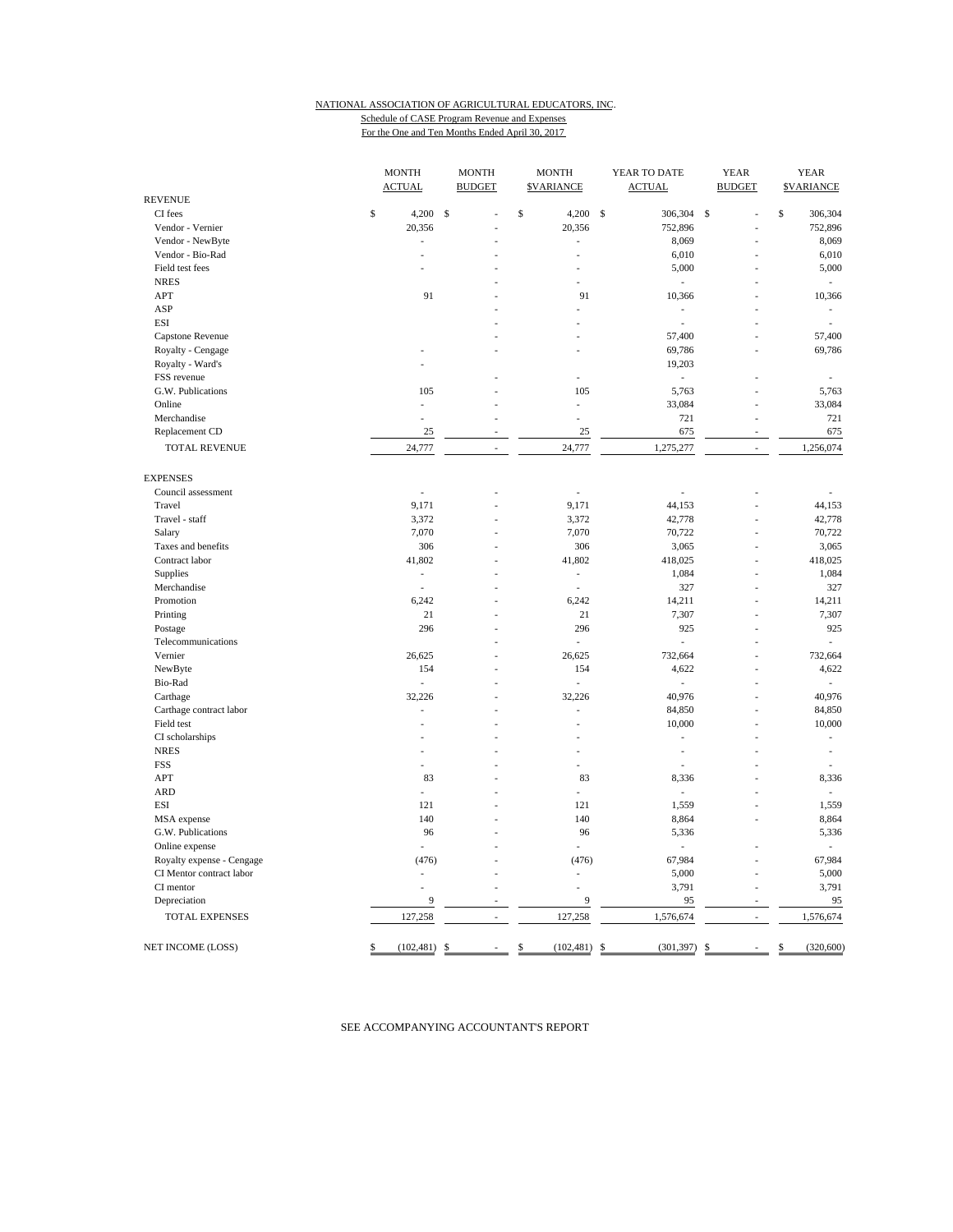NATIONAL ASSOCIATION OF AGRICULTURAL EDUCATORS, INC.

Schedule of CASE Program Revenue and Expenses

For the One and Ten Months Ended April 30, 2017

| | MONTH ACTUAL | MONTH BUDGET | MONTH $VARIANCE | YEAR TO DATE ACTUAL | YEAR BUDGET | YEAR $VARIANCE |
|---|---|---|---|---|---|---|
| REVENUE | | | | | | |
| CI fees | $ 4,200 | $ - | $ 4,200 | $ 306,304 | $ - | $ 306,304 |
| Vendor - Vernier | 20,356 | - | 20,356 | 752,896 | - | 752,896 |
| Vendor - NewByte | - | - | - | 8,069 | - | 8,069 |
| Vendor - Bio-Rad | - | - | - | 6,010 | - | 6,010 |
| Field test fees | - | - | - | 5,000 | - | 5,000 |
| NRES | | - | - | - | - | - |
| APT | 91 | - | 91 | 10,366 | - | 10,366 |
| ASP | | - | - | - | - | - |
| ESI | | - | - | - | - | - |
| Capstone Revenue | | - | - | 57,400 | - | 57,400 |
| Royalty - Cengage | - | - | - | 69,786 | - | 69,786 |
| Royalty - Ward's | - | | | 19,203 | | |
| FSS revenue | | - | - | - | - | - |
| G.W. Publications | 105 | - | 105 | 5,763 | - | 5,763 |
| Online | - | - | - | 33,084 | - | 33,084 |
| Merchandise | - | - | - | 721 | - | 721 |
| Replacement CD | 25 | - | 25 | 675 | - | 675 |
| TOTAL REVENUE | 24,777 | - | 24,777 | 1,275,277 | - | 1,256,074 |
| EXPENSES | | | | | | |
| Council assessment | - | - | - | - | - | - |
| Travel | 9,171 | - | 9,171 | 44,153 | - | 44,153 |
| Travel - staff | 3,372 | - | 3,372 | 42,778 | - | 42,778 |
| Salary | 7,070 | - | 7,070 | 70,722 | - | 70,722 |
| Taxes and benefits | 306 | - | 306 | 3,065 | - | 3,065 |
| Contract labor | 41,802 | - | 41,802 | 418,025 | - | 418,025 |
| Supplies | - | - | - | 1,084 | - | 1,084 |
| Merchandise | - | - | - | 327 | - | 327 |
| Promotion | 6,242 | - | 6,242 | 14,211 | - | 14,211 |
| Printing | 21 | - | 21 | 7,307 | - | 7,307 |
| Postage | 296 | - | 296 | 925 | - | 925 |
| Telecommunications | | - | - | - | - | - |
| Vernier | 26,625 | - | 26,625 | 732,664 | - | 732,664 |
| NewByte | 154 | - | 154 | 4,622 | - | 4,622 |
| Bio-Rad | - | - | - | - | - | - |
| Carthage | 32,226 | - | 32,226 | 40,976 | - | 40,976 |
| Carthage contract labor | - | - | - | 84,850 | - | 84,850 |
| Field test | - | - | - | 10,000 | - | 10,000 |
| CI scholarships | - | - | - | - | - | - |
| NRES | - | - | - | - | - | - |
| FSS | - | - | - | - | - | - |
| APT | 83 | - | 83 | 8,336 | - | 8,336 |
| ARD | - | - | - | - | - | - |
| ESI | 121 | - | 121 | 1,559 | - | 1,559 |
| MSA expense | 140 | - | 140 | 8,864 | - | 8,864 |
| G.W. Publications | 96 | - | 96 | 5,336 | | 5,336 |
| Online expense | - | - | - | - | - | - |
| Royalty expense - Cengage | (476) | - | (476) | 67,984 | - | 67,984 |
| CI Mentor contract labor | - | - | - | 5,000 | - | 5,000 |
| CI mentor | - | - | - | 3,791 | - | 3,791 |
| Depreciation | 9 | - | 9 | 95 | - | 95 |
| TOTAL EXPENSES | 127,258 | - | 127,258 | 1,576,674 | - | 1,576,674 |
| NET INCOME (LOSS) | $ (102,481) | $ - | $ (102,481) | $ (301,397) | $ - | $ (320,600) |

SEE ACCOMPANYING ACCOUNTANT'S REPORT